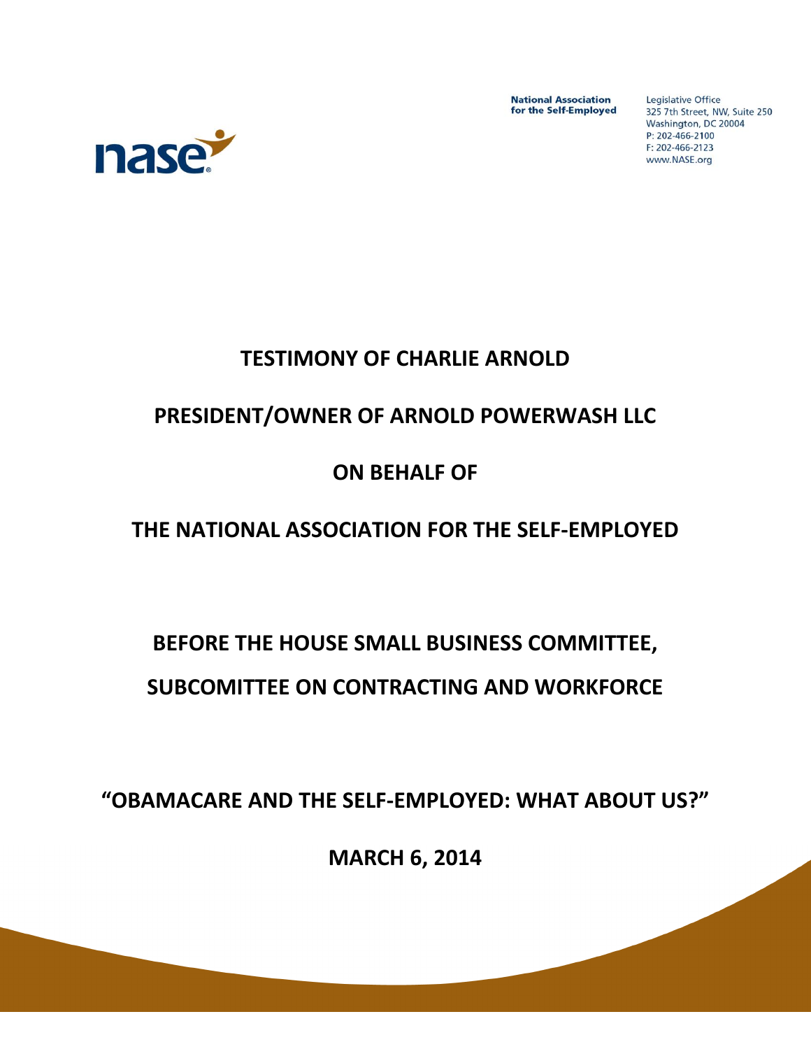National Association for the Self-Employed

Legislative Office
325 7th Street, NW, Suite 250
Washington, DC 20004
P: 202-466-2100
F: 202-466-2123
www.NASE.org

# TESTIMONY OF CHARLIE ARNOLD

# PRESIDENT/OWNER OF ARNOLD POWERWASH LLC

# ON BEHALF OF

# THE NATIONAL ASSOCIATION FOR THE SELF-EMPLOYED

## BEFORE THE HOUSE SMALL BUSINESS COMMITTEE,

## SUBCOMITTEE ON CONTRACTING AND WORKFORCE

## "OBAMACARE AND THE SELF-EMPLOYED: WHAT ABOUT US?"

## MARCH 6, 2014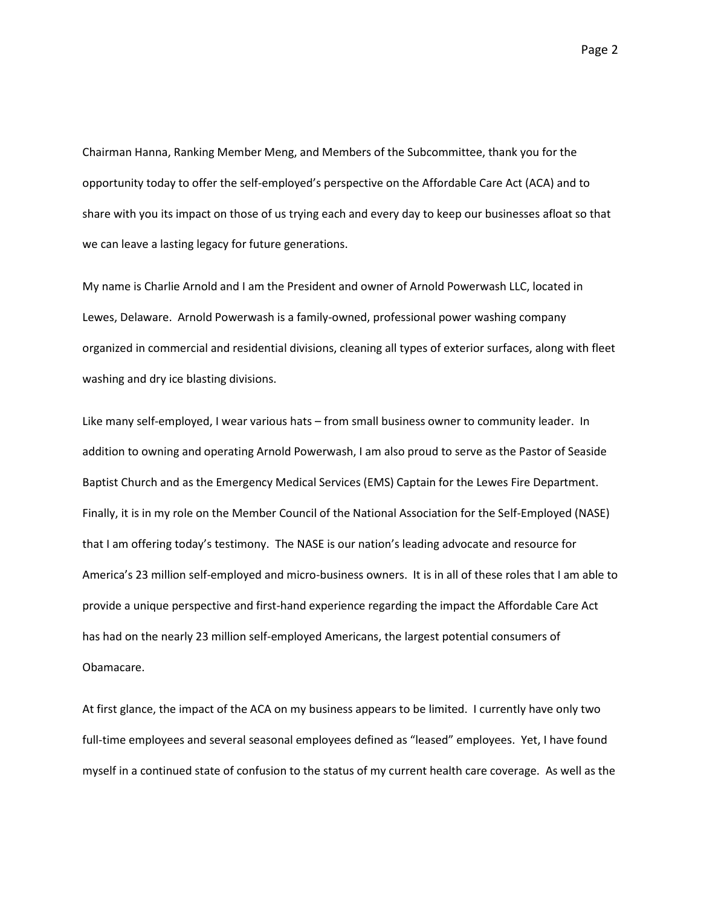Chairman Hanna, Ranking Member Meng, and Members of the Subcommittee, thank you for the opportunity today to offer the self-employed's perspective on the Affordable Care Act (ACA) and to share with you its impact on those of us trying each and every day to keep our businesses afloat so that we can leave a lasting legacy for future generations.

My name is Charlie Arnold and I am the President and owner of Arnold Powerwash LLC, located in Lewes, Delaware. Arnold Powerwash is a family-owned, professional power washing company organized in commercial and residential divisions, cleaning all types of exterior surfaces, along with fleet washing and dry ice blasting divisions.

Like many self-employed, I wear various hats – from small business owner to community leader. In addition to owning and operating Arnold Powerwash, I am also proud to serve as the Pastor of Seaside Baptist Church and as the Emergency Medical Services (EMS) Captain for the Lewes Fire Department. Finally, it is in my role on the Member Council of the National Association for the Self-Employed (NASE) that I am offering today's testimony. The NASE is our nation's leading advocate and resource for America's 23 million self-employed and micro-business owners. It is in all of these roles that I am able to provide a unique perspective and first-hand experience regarding the impact the Affordable Care Act has had on the nearly 23 million self-employed Americans, the largest potential consumers of Obamacare.

At first glance, the impact of the ACA on my business appears to be limited. I currently have only two full-time employees and several seasonal employees defined as "leased" employees. Yet, I have found myself in a continued state of confusion to the status of my current health care coverage. As well as the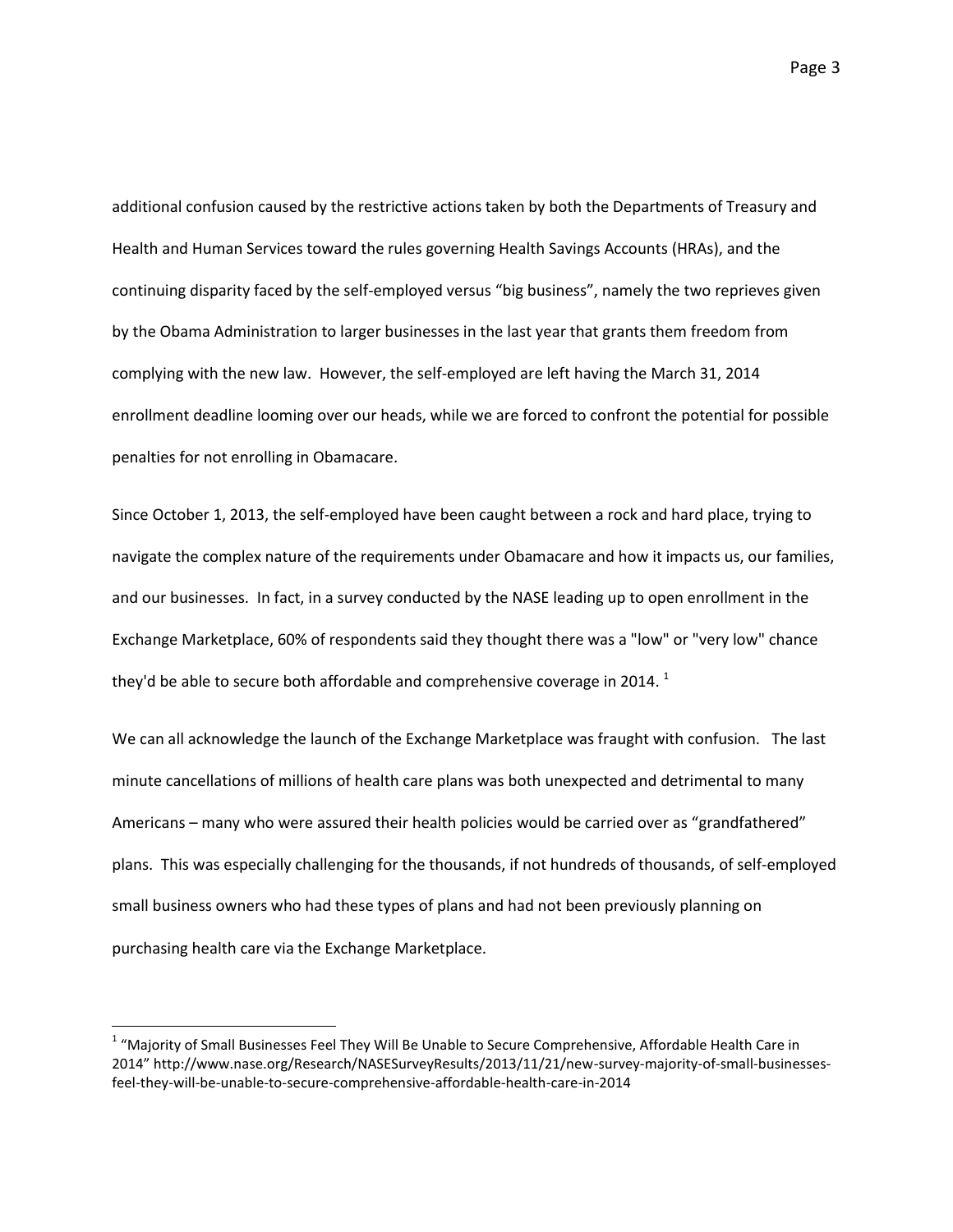additional confusion caused by the restrictive actions taken by both the Departments of Treasury and Health and Human Services toward the rules governing Health Savings Accounts (HRAs), and the continuing disparity faced by the self-employed versus "big business", namely the two reprieves given by the Obama Administration to larger businesses in the last year that grants them freedom from complying with the new law. However, the self-employed are left having the March 31, 2014 enrollment deadline looming over our heads, while we are forced to confront the potential for possible penalties for not enrolling in Obamacare.

Since October 1, 2013, the self-employed have been caught between a rock and hard place, trying to navigate the complex nature of the requirements under Obamacare and how it impacts us, our families, and our businesses. In fact, in a survey conducted by the NASE leading up to open enrollment in the Exchange Marketplace, 60% of respondents said they thought there was a "low" or "very low" chance they'd be able to secure both affordable and comprehensive coverage in 2014. [1]

We can all acknowledge the launch of the Exchange Marketplace was fraught with confusion. The last minute cancellations of millions of health care plans was both unexpected and detrimental to many Americans – many who were assured their health policies would be carried over as "grandfathered" plans. This was especially challenging for the thousands, if not hundreds of thousands, of self-employed small business owners who had these types of plans and had not been previously planning on purchasing health care via the Exchange Marketplace.

---

[1] "Majority of Small Businesses Feel They Will Be Unable to Secure Comprehensive, Affordable Health Care in 2014" http://www.nase.org/Research/NASESurveyResults/2013/11/21/new-survey-majority-of-small-businesses-feel-they-will-be-unable-to-secure-comprehensive-affordable-health-care-in-2014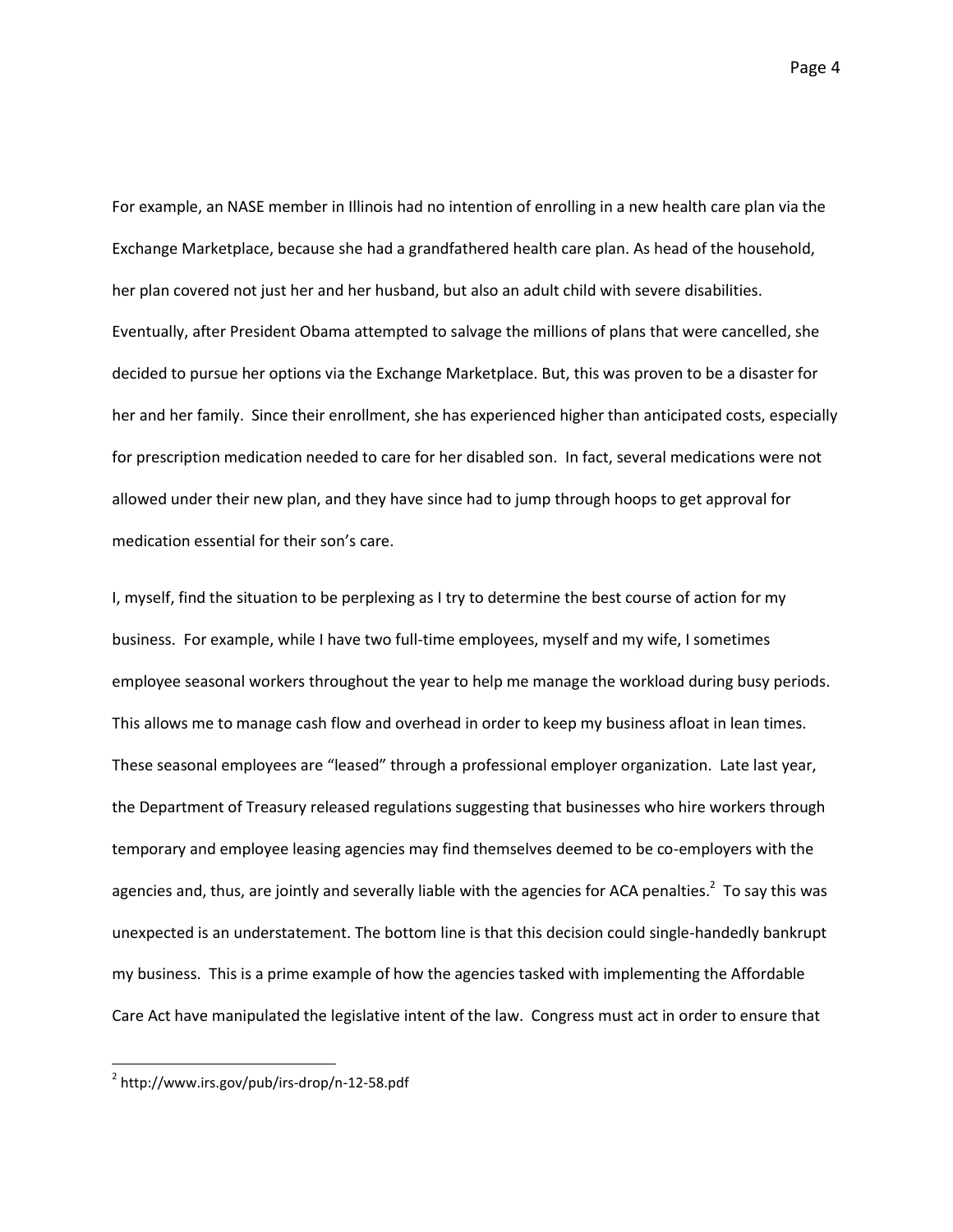For example, an NASE member in Illinois had no intention of enrolling in a new health care plan via the Exchange Marketplace, because she had a grandfathered health care plan. As head of the household, her plan covered not just her and her husband, but also an adult child with severe disabilities. Eventually, after President Obama attempted to salvage the millions of plans that were cancelled, she decided to pursue her options via the Exchange Marketplace. But, this was proven to be a disaster for her and her family. Since their enrollment, she has experienced higher than anticipated costs, especially for prescription medication needed to care for her disabled son. In fact, several medications were not allowed under their new plan, and they have since had to jump through hoops to get approval for medication essential for their son's care.

I, myself, find the situation to be perplexing as I try to determine the best course of action for my business. For example, while I have two full-time employees, myself and my wife, I sometimes employee seasonal workers throughout the year to help me manage the workload during busy periods. This allows me to manage cash flow and overhead in order to keep my business afloat in lean times. These seasonal employees are "leased" through a professional employer organization. Late last year, the Department of Treasury released regulations suggesting that businesses who hire workers through temporary and employee leasing agencies may find themselves deemed to be co-employers with the agencies and, thus, are jointly and severally liable with the agencies for ACA penalties.[2] To say this was unexpected is an understatement. The bottom line is that this decision could single-handedly bankrupt my business. This is a prime example of how the agencies tasked with implementing the Affordable Care Act have manipulated the legislative intent of the law. Congress must act in order to ensure that

---

[2] http://www.irs.gov/pub/irs-drop/n-12-58.pdf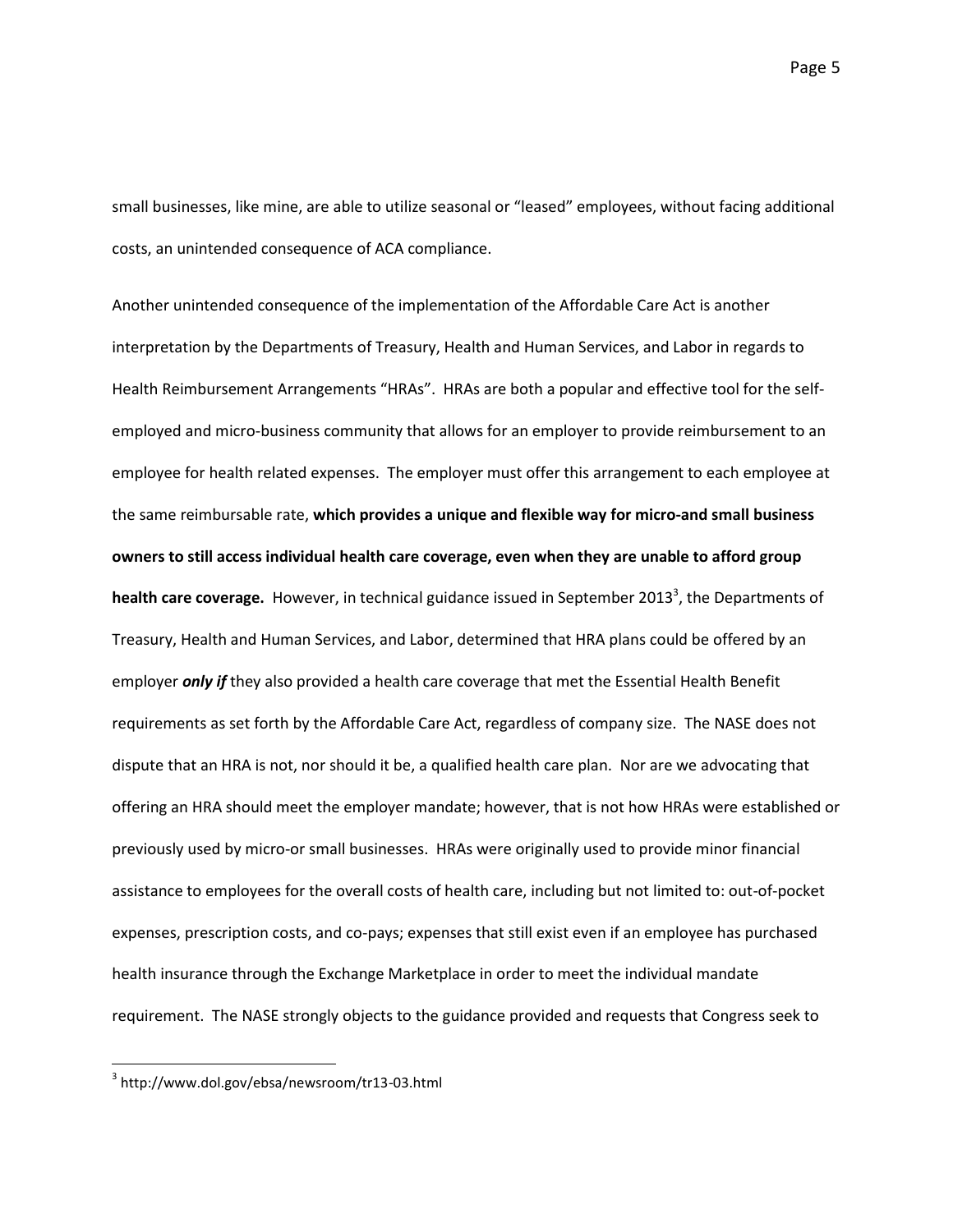small businesses, like mine, are able to utilize seasonal or "leased" employees, without facing additional costs, an unintended consequence of ACA compliance.

Another unintended consequence of the implementation of the Affordable Care Act is another interpretation by the Departments of Treasury, Health and Human Services, and Labor in regards to Health Reimbursement Arrangements "HRAs". HRAs are both a popular and effective tool for the self-employed and micro-business community that allows for an employer to provide reimbursement to an employee for health related expenses. The employer must offer this arrangement to each employee at the same reimbursable rate, **which provides a unique and flexible way for micro-and small business owners to still access individual health care coverage, even when they are unable to afford group health care coverage.** However, in technical guidance issued in September 2013[3], the Departments of Treasury, Health and Human Services, and Labor, determined that HRA plans could be offered by an employer ***only if*** they also provided a health care coverage that met the Essential Health Benefit requirements as set forth by the Affordable Care Act, regardless of company size. The NASE does not dispute that an HRA is not, nor should it be, a qualified health care plan. Nor are we advocating that offering an HRA should meet the employer mandate; however, that is not how HRAs were established or previously used by micro-or small businesses. HRAs were originally used to provide minor financial assistance to employees for the overall costs of health care, including but not limited to: out-of-pocket expenses, prescription costs, and co-pays; expenses that still exist even if an employee has purchased health insurance through the Exchange Marketplace in order to meet the individual mandate requirement. The NASE strongly objects to the guidance provided and requests that Congress seek to

[3] http://www.dol.gov/ebsa/newsroom/tr13-03.html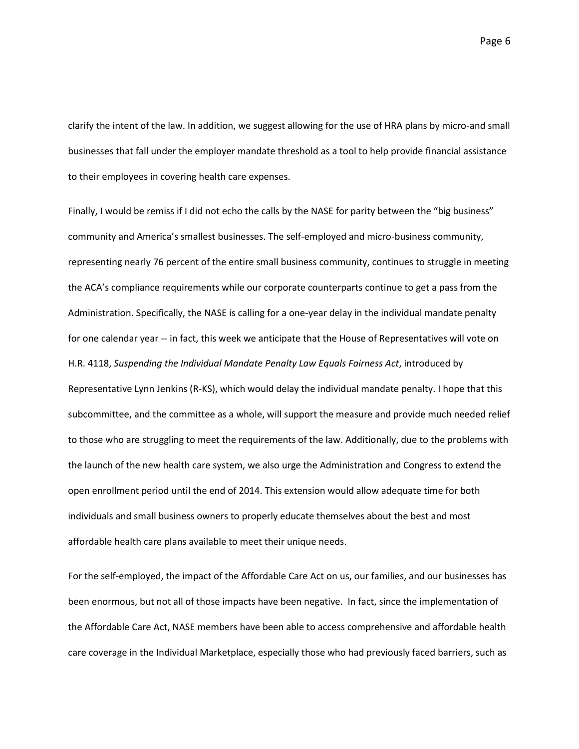clarify the intent of the law. In addition, we suggest allowing for the use of HRA plans by micro-and small businesses that fall under the employer mandate threshold as a tool to help provide financial assistance to their employees in covering health care expenses.

Finally, I would be remiss if I did not echo the calls by the NASE for parity between the "big business" community and America's smallest businesses. The self-employed and micro-business community, representing nearly 76 percent of the entire small business community, continues to struggle in meeting the ACA's compliance requirements while our corporate counterparts continue to get a pass from the Administration. Specifically, the NASE is calling for a one-year delay in the individual mandate penalty for one calendar year -- in fact, this week we anticipate that the House of Representatives will vote on H.R. 4118, *Suspending the Individual Mandate Penalty Law Equals Fairness Act*, introduced by Representative Lynn Jenkins (R-KS), which would delay the individual mandate penalty. I hope that this subcommittee, and the committee as a whole, will support the measure and provide much needed relief to those who are struggling to meet the requirements of the law. Additionally, due to the problems with the launch of the new health care system, we also urge the Administration and Congress to extend the open enrollment period until the end of 2014. This extension would allow adequate time for both individuals and small business owners to properly educate themselves about the best and most affordable health care plans available to meet their unique needs.

For the self-employed, the impact of the Affordable Care Act on us, our families, and our businesses has been enormous, but not all of those impacts have been negative. In fact, since the implementation of the Affordable Care Act, NASE members have been able to access comprehensive and affordable health care coverage in the Individual Marketplace, especially those who had previously faced barriers, such as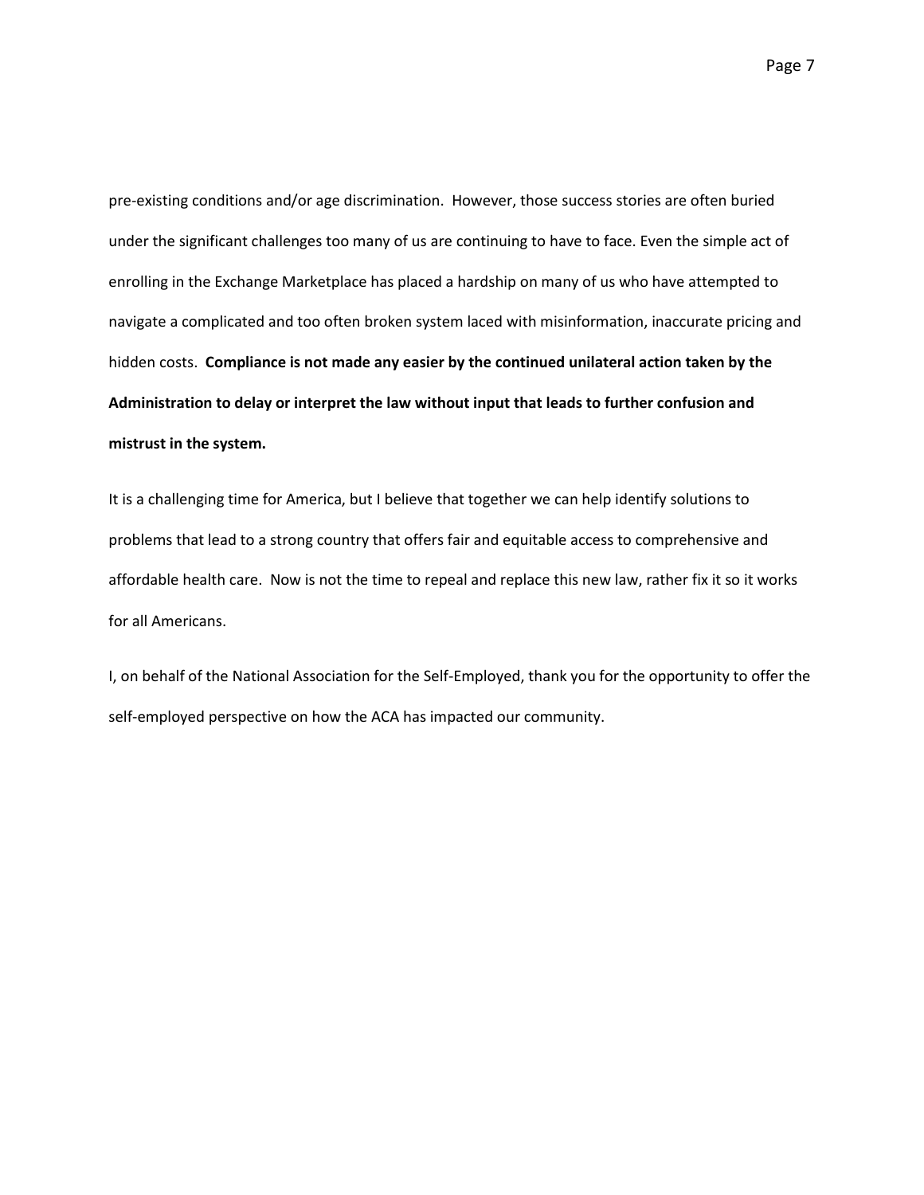pre-existing conditions and/or age discrimination. However, those success stories are often buried under the significant challenges too many of us are continuing to have to face. Even the simple act of enrolling in the Exchange Marketplace has placed a hardship on many of us who have attempted to navigate a complicated and too often broken system laced with misinformation, inaccurate pricing and hidden costs. **Compliance is not made any easier by the continued unilateral action taken by the Administration to delay or interpret the law without input that leads to further confusion and mistrust in the system.**

It is a challenging time for America, but I believe that together we can help identify solutions to problems that lead to a strong country that offers fair and equitable access to comprehensive and affordable health care. Now is not the time to repeal and replace this new law, rather fix it so it works for all Americans.

I, on behalf of the National Association for the Self-Employed, thank you for the opportunity to offer the self-employed perspective on how the ACA has impacted our community.